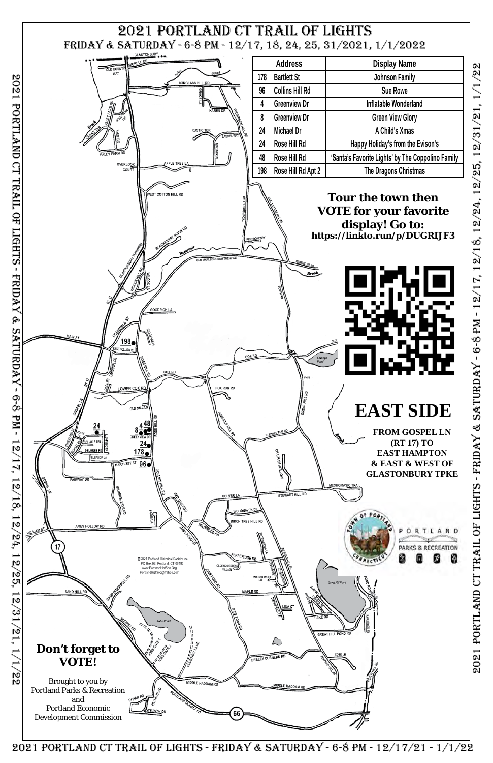# 2021 PORTLAND CT TRAIL OF LIGHTS

FRIDAY & SATURDAY - 6-8 PM - 12/17, 18, 24, 25, 31/2021, 1/1/2022

| | Address | Display Name |
|---|---|---|
| 178 | Bartlett St | Johnson Family |
| 96 | Collins Hill Rd | Sue Rowe |
| 4 | Greenview Dr | Inflatable Wonderland |
| 8 | Greenview Dr | Green View Glory |
| 24 | Michael Dr | A Child's Xmas |
| 24 | Rose Hill Rd | Happy Holiday's from the Evison's |
| 48 | Rose Hill Rd | 'Santa's Favorite Lights' by The Coppolino Family |
| 198 | Rose Hill Rd Apt 2 | The Dragons Christmas |

**Tour the town then VOTE for your favorite display! Go to:**
**https://linkto.run/p/DUGRIJF3**

## EAST SIDE

**FROM GOSPEL LN (RT 17) TO EAST HAMPTON & EAST & WEST OF GLASTONBURY TPKE**

PORTLAND PARKS & RECREATION

©2021 Portland Historical Society Inc.
PO Box 98, Portland, CT 06480
www.PortlandHistSoc.Org
PortlandHistSoc@Yahoo.com

**Don't forget to VOTE!**

Brought to you by
Portland Parks & Recreation
and
Portland Economic Development Commission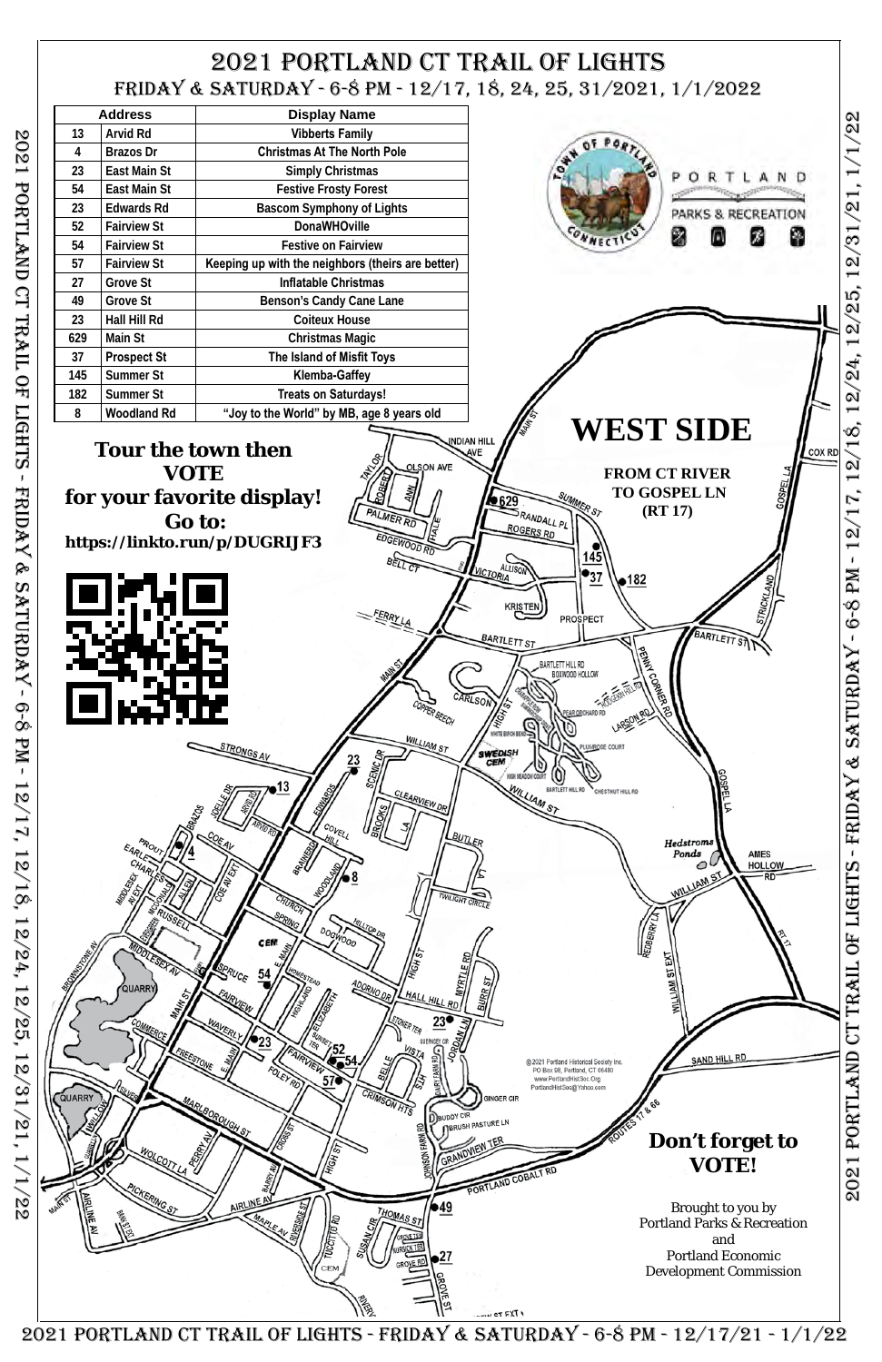# 2021 PORTLAND CT TRAIL OF LIGHTS

## FRIDAY & SATURDAY - 6-8 PM - 12/17, 18, 24, 25, 31/2021, 1/1/2022

| Address | | Display Name |
|---|---|---|
| 13 | Arvid Rd | Vibberts Family |
| 4 | Brazos Dr | Christmas At The North Pole |
| 23 | East Main St | Simply Christmas |
| 54 | East Main St | Festive Frosty Forest |
| 23 | Edwards Rd | Bascom Symphony of Lights |
| 52 | Fairview St | DonaWHOville |
| 54 | Fairview St | Festive on Fairview |
| 57 | Fairview St | Keeping up with the neighbors (theirs are better) |
| 27 | Grove St | Inflatable Christmas |
| 49 | Grove St | Benson's Candy Cane Lane |
| 23 | Hall Hill Rd | Coiteux House |
| 629 | Main St | Christmas Magic |
| 37 | Prospect St | The Island of Misfit Toys |
| 145 | Summer St | Klemba-Gaffey |
| 182 | Summer St | Treats on Saturdays! |
| 8 | Woodland Rd | "Joy to the World" by MB, age 8 years old |

PORTLAND PARKS & RECREATION

**Tour the town then VOTE for your favorite display! Go to: https://linkto.run/p/DUGRIJF3**

## WEST SIDE

**FROM CT RIVER TO GOSPEL LN (RT 17)**

©2021 Portland Historical Society Inc.
PO Box 98, Portland, CT 06480
www.PortlandHistSoc.Org
PortlandHistSoc@Yahoo.com

**Don't forget to VOTE!**

Brought to you by
Portland Parks & Recreation
and
Portland Economic Development Commission